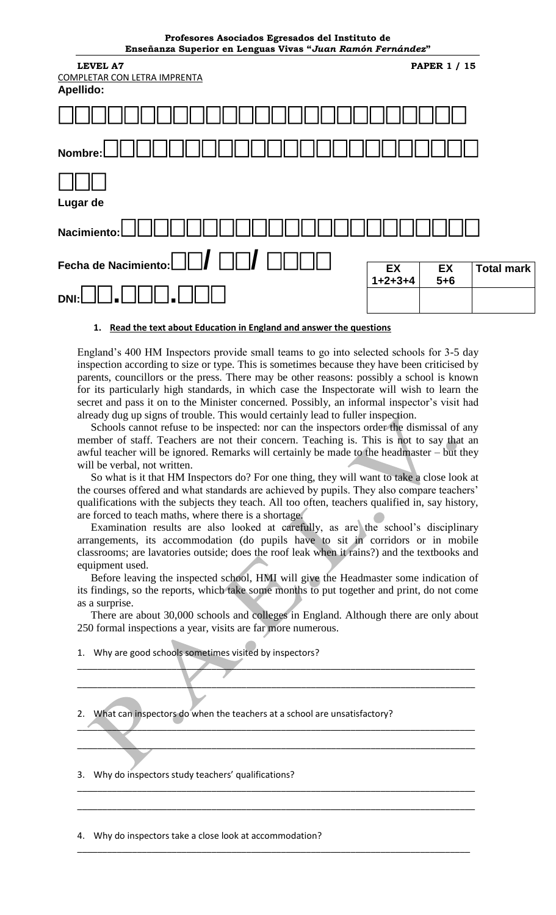**Profesores Asociados Egresados del Instituto de Enseñanza Superior en Lenguas Vivas "*Juan Ramón Fernández*"**

**LEVEL A7** **PAPER 1 / 15**

COMPLETAR CON LETRA IMPRENTA

**Apellido:**

**Nombre:**

**Lugar de Nacimiento:**

**Fecha de Nacimiento:** / /

**DNI:** . .

| EX 1+2+3+4 | EX 5+6 | Total mark |
|---|---|---|
| | | |

**1. Read the text about Education in England and answer the questions**

England's 400 HM Inspectors provide small teams to go into selected schools for 3-5 day inspection according to size or type. This is sometimes because they have been criticised by parents, councillors or the press. There may be other reasons: possibly a school is known for its particularly high standards, in which case the Inspectorate will wish to learn the secret and pass it on to the Minister concerned. Possibly, an informal inspector's visit had already dug up signs of trouble. This would certainly lead to fuller inspection.

Schools cannot refuse to be inspected: nor can the inspectors order the dismissal of any member of staff. Teachers are not their concern. Teaching is. This is not to say that an awful teacher will be ignored. Remarks will certainly be made to the headmaster – but they will be verbal, not written.

So what is it that HM Inspectors do? For one thing, they will want to take a close look at the courses offered and what standards are achieved by pupils. They also compare teachers' qualifications with the subjects they teach. All too often, teachers qualified in, say history, are forced to teach maths, where there is a shortage.

Examination results are also looked at carefully, as are the school's disciplinary arrangements, its accommodation (do pupils have to sit in corridors or in mobile classrooms; are lavatories outside; does the roof leak when it rains?) and the textbooks and equipment used.

Before leaving the inspected school, HMI will give the Headmaster some indication of its findings, so the reports, which take some months to put together and print, do not come as a surprise.

There are about 30,000 schools and colleges in England. Although there are only about 250 formal inspections a year, visits are far more numerous.

1. Why are good schools sometimes visited by inspectors?

_______________________________________________________________________________

_______________________________________________________________________________

2. What can inspectors do when the teachers at a school are unsatisfactory?

_______________________________________________________________________________

_______________________________________________________________________________

3. Why do inspectors study teachers' qualifications?

_______________________________________________________________________________

_______________________________________________________________________________

4. Why do inspectors take a close look at accommodation?

_______________________________________________________________________________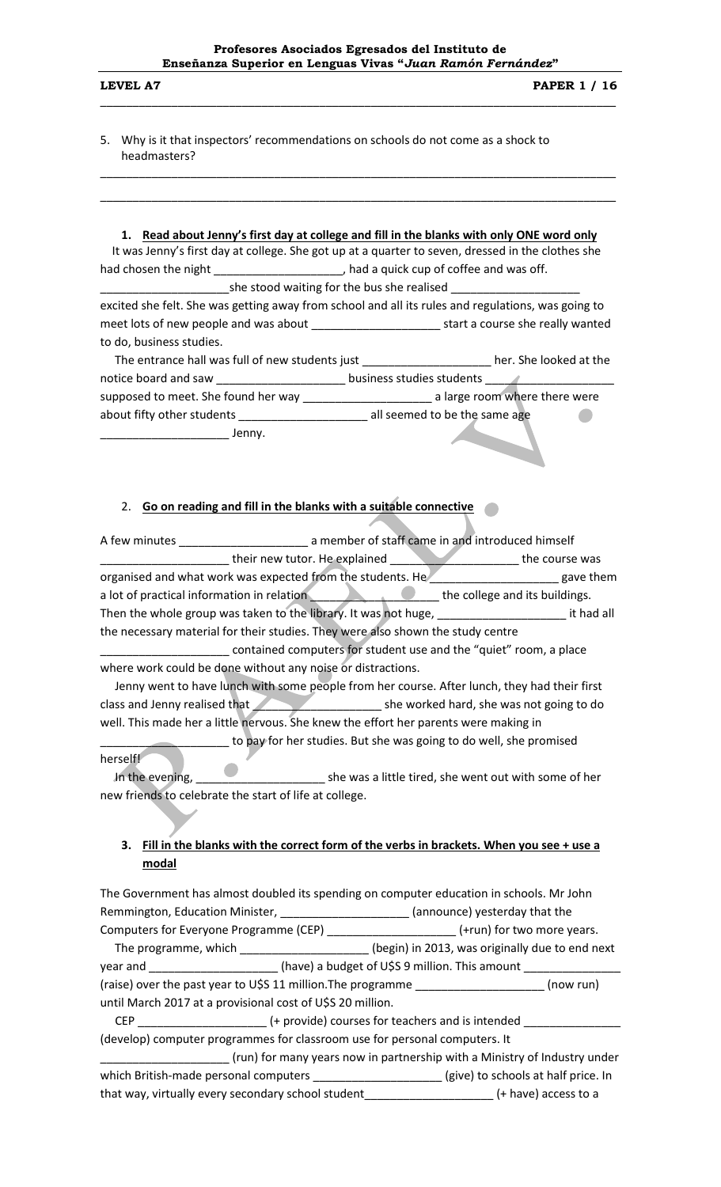5. Why is it that inspectors' recommendations on schools do not come as a shock to headmasters?

_______________________________________________________________________________

_______________________________________________________________________________

**1. Read about Jenny's first day at college and fill in the blanks with only ONE word only**

It was Jenny's first day at college. She got up at a quarter to seven, dressed in the clothes she had chosen the night ____________________, had a quick cup of coffee and was off. ____________________ she stood waiting for the bus she realised ____________________ excited she felt. She was getting away from school and all its rules and regulations, was going to meet lots of new people and was about ____________________ start a course she really wanted to do, business studies.

The entrance hall was full of new students just ____________________ her. She looked at the notice board and saw ____________________ business studies students ____________________ supposed to meet. She found her way ____________________ a large room where there were about fifty other students ____________________ all seemed to be the same age ____________________ Jenny.

2. **Go on reading and fill in the blanks with a suitable connective**

A few minutes ____________________ a member of staff came in and introduced himself ____________________ their new tutor. He explained ____________________ the course was organised and what work was expected from the students. He ____________________ gave them a lot of practical information in relation ____________________ the college and its buildings. Then the whole group was taken to the library. It was not huge, ____________________ it had all the necessary material for their studies. They were also shown the study centre ____________________ contained computers for student use and the "quiet" room, a place where work could be done without any noise or distractions.

Jenny went to have lunch with some people from her course. After lunch, they had their first class and Jenny realised that ____________________ she worked hard, she was not going to do well. This made her a little nervous. She knew the effort her parents were making in ____________________ to pay for her studies. But she was going to do well, she promised herself!

In the evening, ____________________ she was a little tired, she went out with some of her new friends to celebrate the start of life at college.

**3. Fill in the blanks with the correct form of the verbs in brackets. When you see + use a modal**

The Government has almost doubled its spending on computer education in schools. Mr John Remmington, Education Minister, ____________________ (announce) yesterday that the Computers for Everyone Programme (CEP) ____________________ (+run) for two more years.

The programme, which ____________________ (begin) in 2013, was originally due to end next year and ____________________ (have) a budget of U$S 9 million. This amount _______________ (raise) over the past year to U$S 11 million.The programme ____________________ (now run) until March 2017 at a provisional cost of U$S 20 million.

CEP ____________________ (+ provide) courses for teachers and is intended _______________ (develop) computer programmes for classroom use for personal computers. It ____________________ (run) for many years now in partnership with a Ministry of Industry under which British-made personal computers ____________________ (give) to schools at half price. In that way, virtually every secondary school student____________________ (+ have) access to a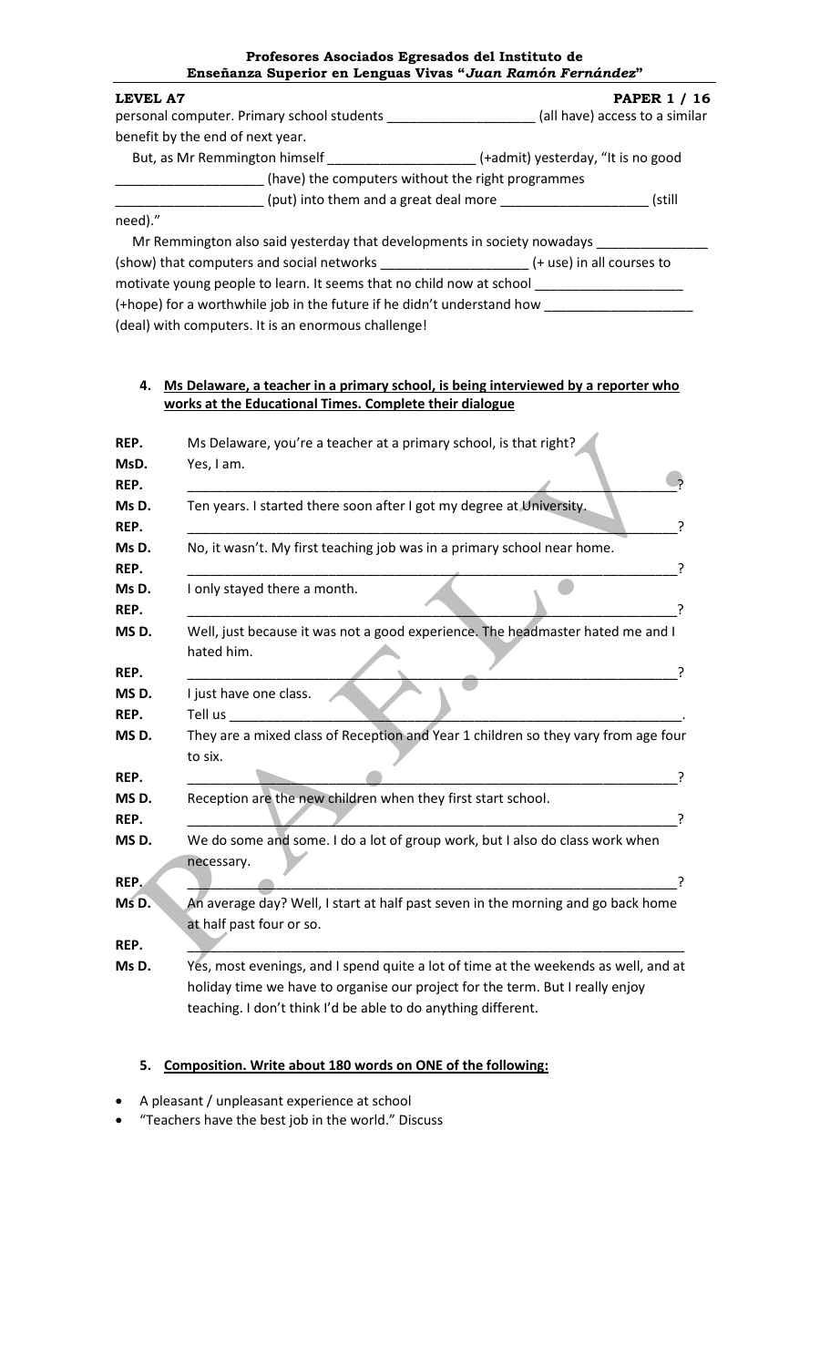personal computer. Primary school students ___________________ (all have) access to a similar benefit by the end of next year.

But, as Mr Remmington himself ___________________ (+admit) yesterday, "It is no good ___________________ (have) the computers without the right programmes ___________________ (put) into them and a great deal more ___________________ (still need)."

Mr Remmington also said yesterday that developments in society nowadays _______________ (show) that computers and social networks ___________________ (+ use) in all courses to motivate young people to learn. It seems that no child now at school ___________________ (+hope) for a worthwhile job in the future if he didn't understand how ___________________ (deal) with computers. It is an enormous challenge!

**4. Ms Delaware, a teacher in a primary school, is being interviewed by a reporter who works at the Educational Times. Complete their dialogue**

| | |
|---|---|
| REP. | Ms Delaware, you're a teacher at a primary school, is that right? |
| MsD. | Yes, I am. |
| REP. | _______________________________________________________________? |
| Ms D. | Ten years. I started there soon after I got my degree at University. |
| REP. | _______________________________________________________________? |
| Ms D. | No, it wasn't. My first teaching job was in a primary school near home. |
| REP. | _______________________________________________________________? |
| Ms D. | I only stayed there a month. |
| REP. | _______________________________________________________________? |
| MS D. | Well, just because it was not a good experience. The headmaster hated me and I hated him. |
| REP. | _______________________________________________________________? |
| MS D. | I just have one class. |
| REP. | Tell us _________________________________________________________. |
| MS D. | They are a mixed class of Reception and Year 1 children so they vary from age four to six. |
| REP. | _______________________________________________________________? |
| MS D. | Reception are the new children when they first start school. |
| REP. | _______________________________________________________________? |
| MS D. | We do some and some. I do a lot of group work, but I also do class work when necessary. |
| REP. | _______________________________________________________________? |
| Ms D. | An average day? Well, I start at half past seven in the morning and go back home at half past four or so. |
| REP. | _______________________________________________________________ |
| Ms D. | Yes, most evenings, and I spend quite a lot of time at the weekends as well, and at holiday time we have to organise our project for the term. But I really enjoy teaching. I don't think I'd be able to do anything different. |

**5. Composition. Write about 180 words on ONE of the following:**

- A pleasant / unpleasant experience at school
- "Teachers have the best job in the world." Discuss